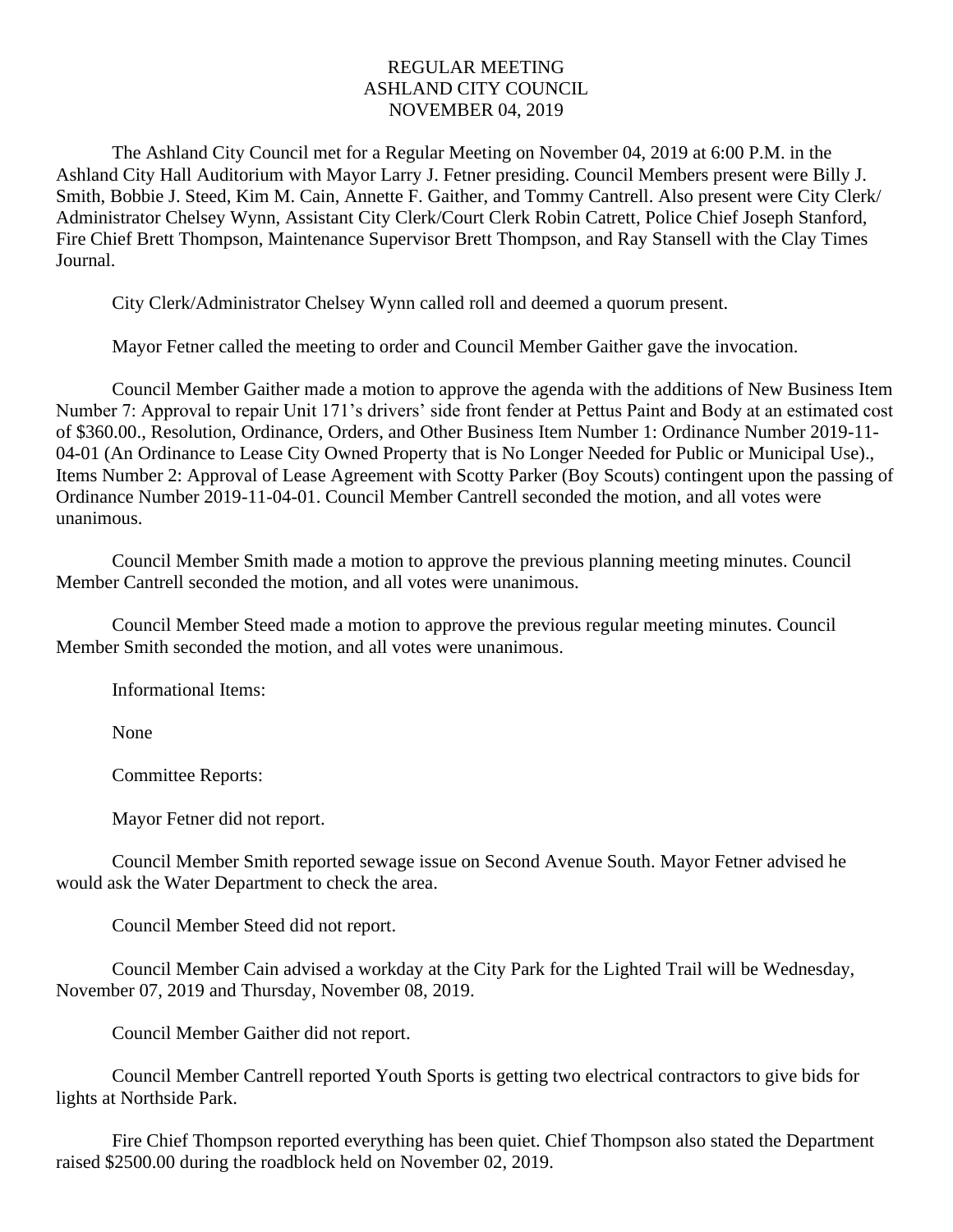# REGULAR MEETING
# ASHLAND CITY COUNCIL
# NOVEMBER 04, 2019

The Ashland City Council met for a Regular Meeting on November 04, 2019 at 6:00 P.M. in the Ashland City Hall Auditorium with Mayor Larry J. Fetner presiding. Council Members present were Billy J. Smith, Bobbie J. Steed, Kim M. Cain, Annette F. Gaither, and Tommy Cantrell. Also present were City Clerk/ Administrator Chelsey Wynn, Assistant City Clerk/Court Clerk Robin Catrett, Police Chief Joseph Stanford, Fire Chief Brett Thompson, Maintenance Supervisor Brett Thompson, and Ray Stansell with the Clay Times Journal.

City Clerk/Administrator Chelsey Wynn called roll and deemed a quorum present.

Mayor Fetner called the meeting to order and Council Member Gaither gave the invocation.

Council Member Gaither made a motion to approve the agenda with the additions of New Business Item Number 7: Approval to repair Unit 171's drivers' side front fender at Pettus Paint and Body at an estimated cost of $360.00., Resolution, Ordinance, Orders, and Other Business Item Number 1: Ordinance Number 2019-11-04-01 (An Ordinance to Lease City Owned Property that is No Longer Needed for Public or Municipal Use)., Items Number 2: Approval of Lease Agreement with Scotty Parker (Boy Scouts) contingent upon the passing of Ordinance Number 2019-11-04-01. Council Member Cantrell seconded the motion, and all votes were unanimous.

Council Member Smith made a motion to approve the previous planning meeting minutes. Council Member Cantrell seconded the motion, and all votes were unanimous.

Council Member Steed made a motion to approve the previous regular meeting minutes. Council Member Smith seconded the motion, and all votes were unanimous.

Informational Items:

None

Committee Reports:

Mayor Fetner did not report.

Council Member Smith reported sewage issue on Second Avenue South. Mayor Fetner advised he would ask the Water Department to check the area.

Council Member Steed did not report.

Council Member Cain advised a workday at the City Park for the Lighted Trail will be Wednesday, November 07, 2019 and Thursday, November 08, 2019.

Council Member Gaither did not report.

Council Member Cantrell reported Youth Sports is getting two electrical contractors to give bids for lights at Northside Park.

Fire Chief Thompson reported everything has been quiet. Chief Thompson also stated the Department raised $2500.00 during the roadblock held on November 02, 2019.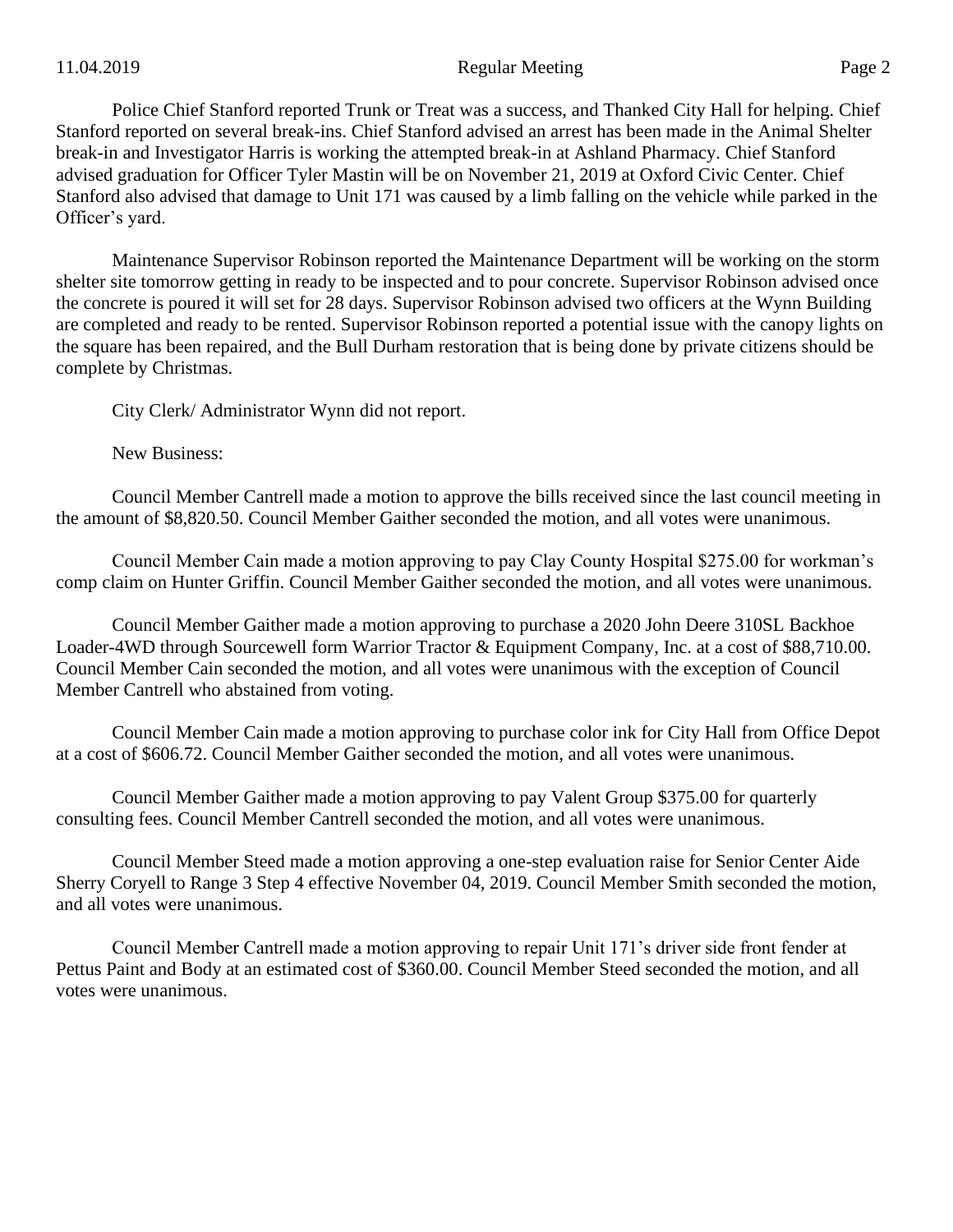Police Chief Stanford reported Trunk or Treat was a success, and Thanked City Hall for helping. Chief Stanford reported on several break-ins. Chief Stanford advised an arrest has been made in the Animal Shelter break-in and Investigator Harris is working the attempted break-in at Ashland Pharmacy. Chief Stanford advised graduation for Officer Tyler Mastin will be on November 21, 2019 at Oxford Civic Center. Chief Stanford also advised that damage to Unit 171 was caused by a limb falling on the vehicle while parked in the Officer's yard.

Maintenance Supervisor Robinson reported the Maintenance Department will be working on the storm shelter site tomorrow getting in ready to be inspected and to pour concrete. Supervisor Robinson advised once the concrete is poured it will set for 28 days. Supervisor Robinson advised two officers at the Wynn Building are completed and ready to be rented. Supervisor Robinson reported a potential issue with the canopy lights on the square has been repaired, and the Bull Durham restoration that is being done by private citizens should be complete by Christmas.

City Clerk/ Administrator Wynn did not report.

New Business:

Council Member Cantrell made a motion to approve the bills received since the last council meeting in the amount of $8,820.50. Council Member Gaither seconded the motion, and all votes were unanimous.

Council Member Cain made a motion approving to pay Clay County Hospital $275.00 for workman's comp claim on Hunter Griffin. Council Member Gaither seconded the motion, and all votes were unanimous.

Council Member Gaither made a motion approving to purchase a 2020 John Deere 310SL Backhoe Loader-4WD through Sourcewell form Warrior Tractor & Equipment Company, Inc. at a cost of $88,710.00. Council Member Cain seconded the motion, and all votes were unanimous with the exception of Council Member Cantrell who abstained from voting.

Council Member Cain made a motion approving to purchase color ink for City Hall from Office Depot at a cost of $606.72. Council Member Gaither seconded the motion, and all votes were unanimous.

Council Member Gaither made a motion approving to pay Valent Group $375.00 for quarterly consulting fees. Council Member Cantrell seconded the motion, and all votes were unanimous.

Council Member Steed made a motion approving a one-step evaluation raise for Senior Center Aide Sherry Coryell to Range 3 Step 4 effective November 04, 2019. Council Member Smith seconded the motion, and all votes were unanimous.

Council Member Cantrell made a motion approving to repair Unit 171's driver side front fender at Pettus Paint and Body at an estimated cost of $360.00. Council Member Steed seconded the motion, and all votes were unanimous.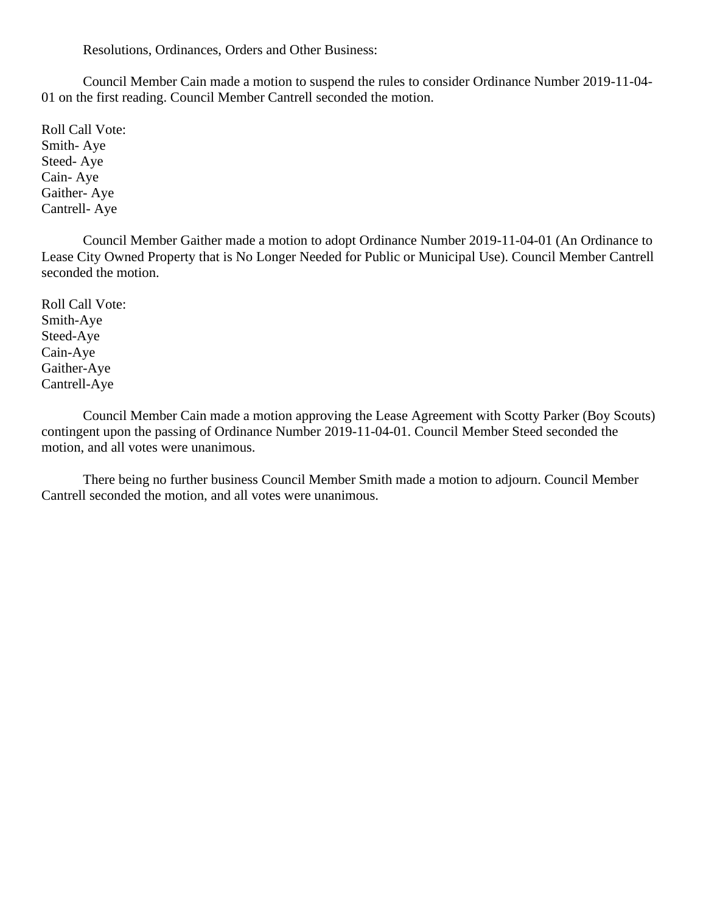Resolutions, Ordinances, Orders and Other Business:

Council Member Cain made a motion to suspend the rules to consider Ordinance Number 2019-11-04-01 on the first reading. Council Member Cantrell seconded the motion.

Roll Call Vote:
Smith- Aye
Steed- Aye
Cain- Aye
Gaither- Aye
Cantrell- Aye

Council Member Gaither made a motion to adopt Ordinance Number 2019-11-04-01 (An Ordinance to Lease City Owned Property that is No Longer Needed for Public or Municipal Use). Council Member Cantrell seconded the motion.

Roll Call Vote:
Smith-Aye
Steed-Aye
Cain-Aye
Gaither-Aye
Cantrell-Aye

Council Member Cain made a motion approving the Lease Agreement with Scotty Parker (Boy Scouts) contingent upon the passing of Ordinance Number 2019-11-04-01. Council Member Steed seconded the motion, and all votes were unanimous.

There being no further business Council Member Smith made a motion to adjourn. Council Member Cantrell seconded the motion, and all votes were unanimous.